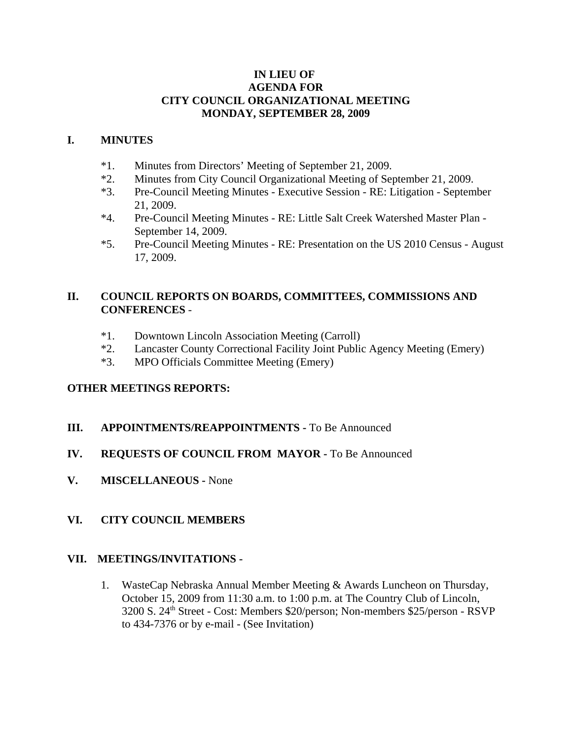# IN LIEU OF
# AGENDA FOR
# CITY COUNCIL ORGANIZATIONAL MEETING
# MONDAY, SEPTEMBER 28, 2009

## I. MINUTES

*1. Minutes from Directors' Meeting of September 21, 2009.
*2. Minutes from City Council Organizational Meeting of September 21, 2009.
*3. Pre-Council Meeting Minutes - Executive Session - RE: Litigation - September 21, 2009.
*4. Pre-Council Meeting Minutes - RE: Little Salt Creek Watershed Master Plan - September 14, 2009.
*5. Pre-Council Meeting Minutes - RE: Presentation on the US 2010 Census - August 17, 2009.

## II. COUNCIL REPORTS ON BOARDS, COMMITTEES, COMMISSIONS AND CONFERENCES -

*1. Downtown Lincoln Association Meeting (Carroll)
*2. Lancaster County Correctional Facility Joint Public Agency Meeting (Emery)
*3. MPO Officials Committee Meeting (Emery)

**OTHER MEETINGS REPORTS:**

## III. APPOINTMENTS/REAPPOINTMENTS - To Be Announced

## IV. REQUESTS OF COUNCIL FROM MAYOR - To Be Announced

## V. MISCELLANEOUS - None

## VI. CITY COUNCIL MEMBERS

## VII. MEETINGS/INVITATIONS -

1. WasteCap Nebraska Annual Member Meeting & Awards Luncheon on Thursday, October 15, 2009 from 11:30 a.m. to 1:00 p.m. at The Country Club of Lincoln, 3200 S. 24th Street - Cost: Members $20/person; Non-members $25/person - RSVP to 434-7376 or by e-mail - (See Invitation)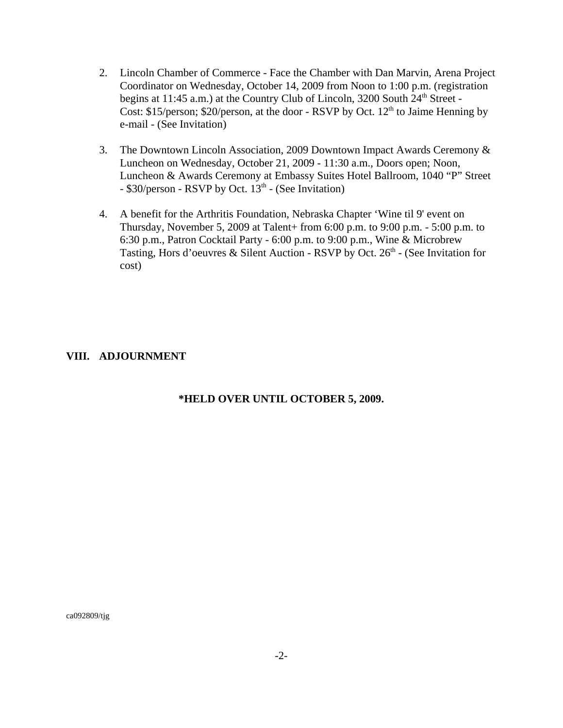2. Lincoln Chamber of Commerce - Face the Chamber with Dan Marvin, Arena Project Coordinator on Wednesday, October 14, 2009 from Noon to 1:00 p.m. (registration begins at 11:45 a.m.) at the Country Club of Lincoln, 3200 South 24th Street - Cost: $15/person; $20/person, at the door - RSVP by Oct. 12th to Jaime Henning by e-mail - (See Invitation)

3. The Downtown Lincoln Association, 2009 Downtown Impact Awards Ceremony & Luncheon on Wednesday, October 21, 2009 - 11:30 a.m., Doors open; Noon, Luncheon & Awards Ceremony at Embassy Suites Hotel Ballroom, 1040 "P" Street - $30/person - RSVP by Oct. 13th - (See Invitation)

4. A benefit for the Arthritis Foundation, Nebraska Chapter 'Wine til 9' event on Thursday, November 5, 2009 at Talent+ from 6:00 p.m. to 9:00 p.m. - 5:00 p.m. to 6:30 p.m., Patron Cocktail Party - 6:00 p.m. to 9:00 p.m., Wine & Microbrew Tasting, Hors d'oeuvres & Silent Auction - RSVP by Oct. 26th - (See Invitation for cost)

**VIII. ADJOURNMENT**

**\*HELD OVER UNTIL OCTOBER 5, 2009.**

ca092809/tjg